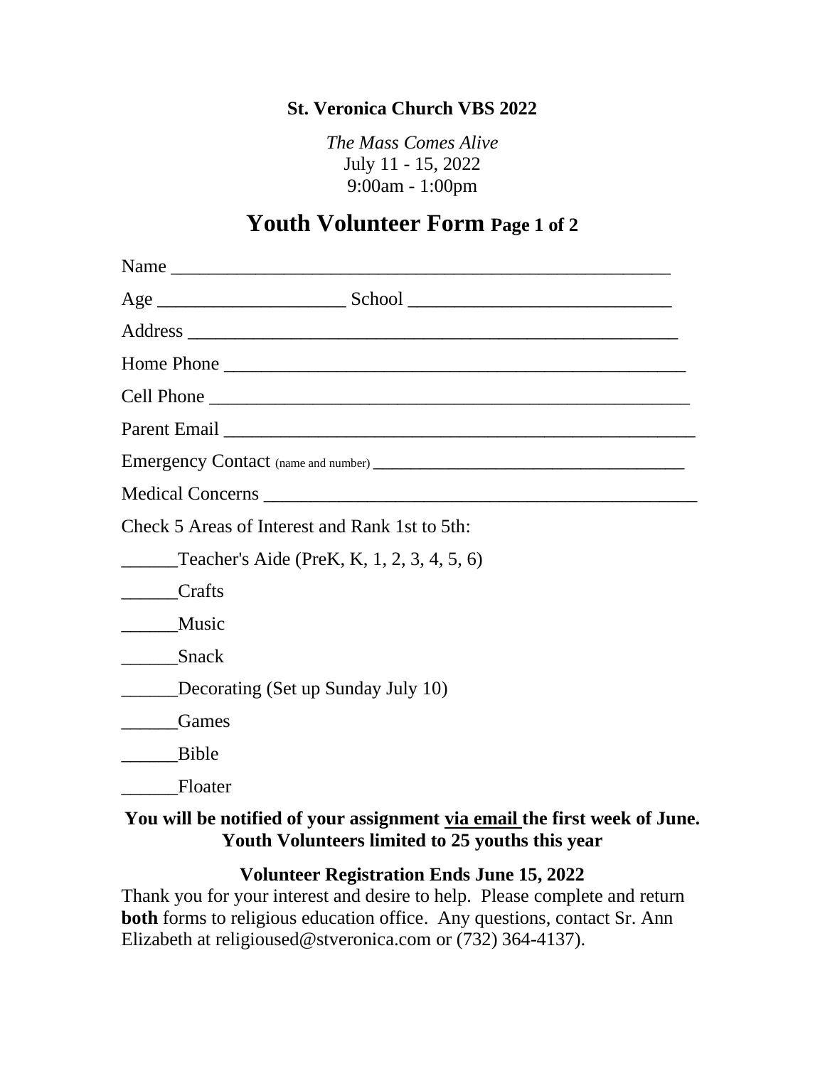**St. Veronica Church VBS 2022**

*The Mass Comes Alive*
July 11 - 15, 2022
9:00am - 1:00pm

# Youth Volunteer Form **Page 1 of 2**

Name ____________________________________________________

Age ____________________ School ___________________________

Address ___________________________________________________

Home Phone ________________________________________________

Cell Phone _________________________________________________

Parent Email ________________________________________________

Emergency Contact (name and number) ___________________________________

Medical Concerns _____________________________________________

Check 5 Areas of Interest and Rank 1st to 5th:

______Teacher's Aide (PreK, K, 1, 2, 3, 4, 5, 6)

______Crafts

______Music

______Snack

______Decorating (Set up Sunday July 10)

______Games

______Bible

______Floater

**You will be notified of your assignment via email the first week of June.**
**Youth Volunteers limited to 25 youths this year**

**Volunteer Registration Ends June 15, 2022**

Thank you for your interest and desire to help. Please complete and return **both** forms to religious education office. Any questions, contact Sr. Ann Elizabeth at religioused@stveronica.com or (732) 364-4137).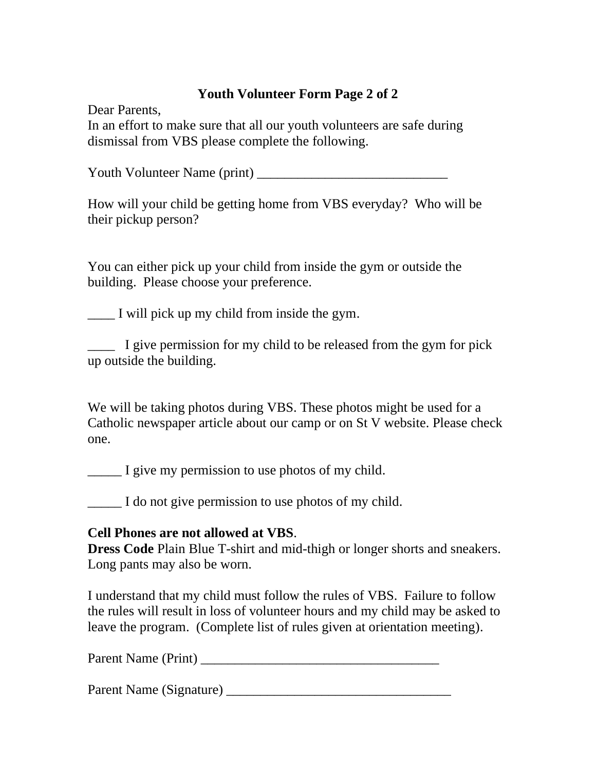# Youth Volunteer Form Page 2 of 2

Dear Parents,
In an effort to make sure that all our youth volunteers are safe during dismissal from VBS please complete the following.

Youth Volunteer Name (print) ____________________________

How will your child be getting home from VBS everyday? Who will be their pickup person?

You can either pick up your child from inside the gym or outside the building. Please choose your preference.

____ I will pick up my child from inside the gym.

____ I give permission for my child to be released from the gym for pick up outside the building.

We will be taking photos during VBS. These photos might be used for a Catholic newspaper article about our camp or on St V website. Please check one.

_____ I give my permission to use photos of my child.

_____ I do not give permission to use photos of my child.

**Cell Phones are not allowed at VBS**.
**Dress Code** Plain Blue T-shirt and mid-thigh or longer shorts and sneakers. Long pants may also be worn.

I understand that my child must follow the rules of VBS. Failure to follow the rules will result in loss of volunteer hours and my child may be asked to leave the program. (Complete list of rules given at orientation meeting).

Parent Name (Print) ___________________________________

Parent Name (Signature) _________________________________